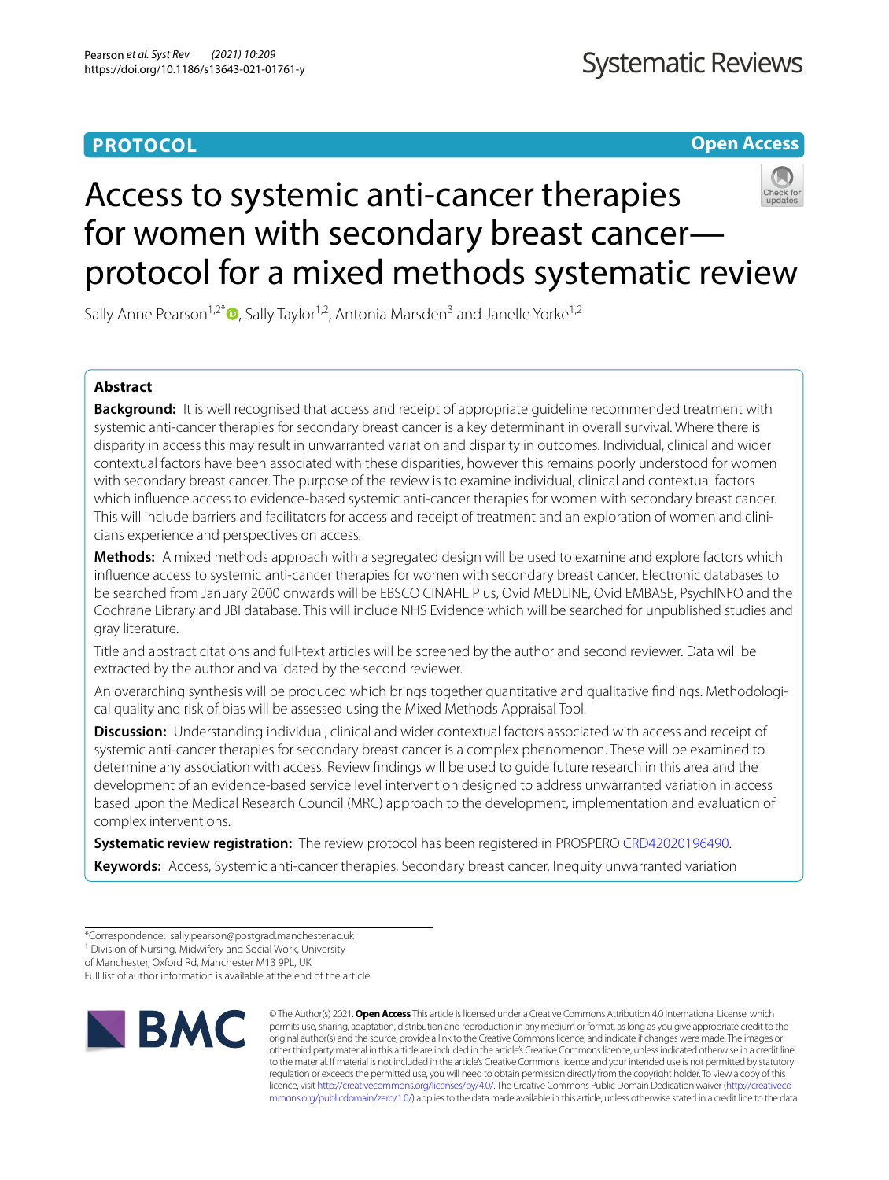**PROTOCOL** | **Open Access**

# Access to systemic anti-cancer therapies for women with secondary breast cancer—protocol for a mixed methods systematic review

Sally Anne Pearson[1,2*], Sally Taylor[1,2], Antonia Marsden[3] and Janelle Yorke[1,2]

## Abstract

**Background:** It is well recognised that access and receipt of appropriate guideline recommended treatment with systemic anti-cancer therapies for secondary breast cancer is a key determinant in overall survival. Where there is disparity in access this may result in unwarranted variation and disparity in outcomes. Individual, clinical and wider contextual factors have been associated with these disparities, however this remains poorly understood for women with secondary breast cancer. The purpose of the review is to examine individual, clinical and contextual factors which influence access to evidence-based systemic anti-cancer therapies for women with secondary breast cancer. This will include barriers and facilitators for access and receipt of treatment and an exploration of women and clinicians experience and perspectives on access.

**Methods:** A mixed methods approach with a segregated design will be used to examine and explore factors which influence access to systemic anti-cancer therapies for women with secondary breast cancer. Electronic databases to be searched from January 2000 onwards will be EBSCO CINAHL Plus, Ovid MEDLINE, Ovid EMBASE, PsychINFO and the Cochrane Library and JBI database. This will include NHS Evidence which will be searched for unpublished studies and gray literature.

Title and abstract citations and full-text articles will be screened by the author and second reviewer. Data will be extracted by the author and validated by the second reviewer.

An overarching synthesis will be produced which brings together quantitative and qualitative findings. Methodological quality and risk of bias will be assessed using the Mixed Methods Appraisal Tool.

**Discussion:** Understanding individual, clinical and wider contextual factors associated with access and receipt of systemic anti-cancer therapies for secondary breast cancer is a complex phenomenon. These will be examined to determine any association with access. Review findings will be used to guide future research in this area and the development of an evidence-based service level intervention designed to address unwarranted variation in access based upon the Medical Research Council (MRC) approach to the development, implementation and evaluation of complex interventions.

**Systematic review registration:** The review protocol has been registered in PROSPERO CRD42020196490.

**Keywords:** Access, Systemic anti-cancer therapies, Secondary breast cancer, Inequity unwarranted variation

*Correspondence: sally.pearson@postgrad.manchester.ac.uk
[1] Division of Nursing, Midwifery and Social Work, University of Manchester, Oxford Rd, Manchester M13 9PL, UK
Full list of author information is available at the end of the article

© The Author(s) 2021. **Open Access** This article is licensed under a Creative Commons Attribution 4.0 International License, which permits use, sharing, adaptation, distribution and reproduction in any medium or format, as long as you give appropriate credit to the original author(s) and the source, provide a link to the Creative Commons licence, and indicate if changes were made. The images or other third party material in this article are included in the article's Creative Commons licence, unless indicated otherwise in a credit line to the material. If material is not included in the article's Creative Commons licence and your intended use is not permitted by statutory regulation or exceeds the permitted use, you will need to obtain permission directly from the copyright holder. To view a copy of this licence, visit http://creativecommons.org/licenses/by/4.0/. The Creative Commons Public Domain Dedication waiver (http://creativecommons.org/publicdomain/zero/1.0/) applies to the data made available in this article, unless otherwise stated in a credit line to the data.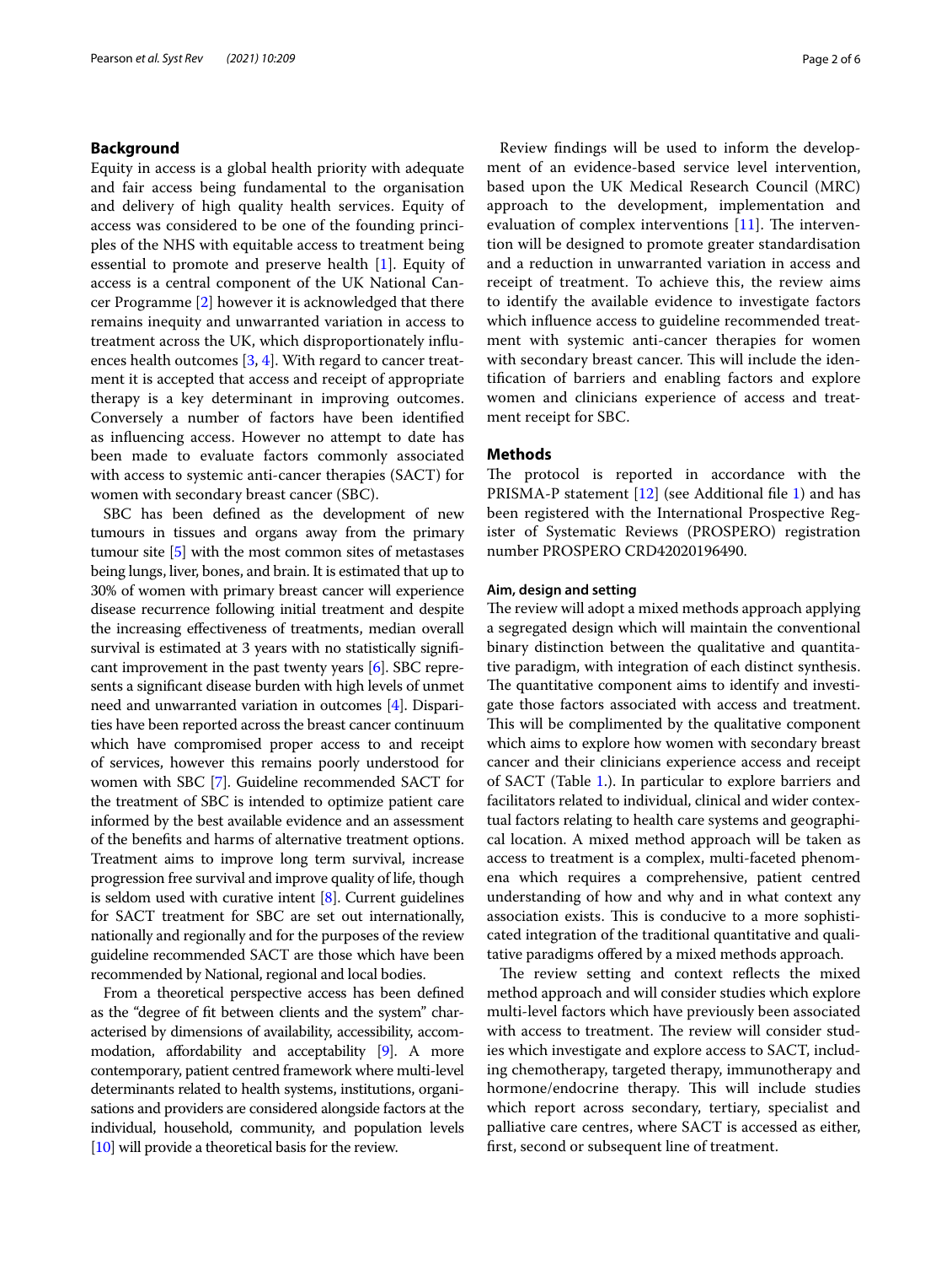## Background

Equity in access is a global health priority with adequate and fair access being fundamental to the organisation and delivery of high quality health services. Equity of access was considered to be one of the founding principles of the NHS with equitable access to treatment being essential to promote and preserve health [1]. Equity of access is a central component of the UK National Cancer Programme [2] however it is acknowledged that there remains inequity and unwarranted variation in access to treatment across the UK, which disproportionately influences health outcomes [3, 4]. With regard to cancer treatment it is accepted that access and receipt of appropriate therapy is a key determinant in improving outcomes. Conversely a number of factors have been identified as influencing access. However no attempt to date has been made to evaluate factors commonly associated with access to systemic anti-cancer therapies (SACT) for women with secondary breast cancer (SBC).

SBC has been defined as the development of new tumours in tissues and organs away from the primary tumour site [5] with the most common sites of metastases being lungs, liver, bones, and brain. It is estimated that up to 30% of women with primary breast cancer will experience disease recurrence following initial treatment and despite the increasing effectiveness of treatments, median overall survival is estimated at 3 years with no statistically significant improvement in the past twenty years [6]. SBC represents a significant disease burden with high levels of unmet need and unwarranted variation in outcomes [4]. Disparities have been reported across the breast cancer continuum which have compromised proper access to and receipt of services, however this remains poorly understood for women with SBC [7]. Guideline recommended SACT for the treatment of SBC is intended to optimize patient care informed by the best available evidence and an assessment of the benefits and harms of alternative treatment options. Treatment aims to improve long term survival, increase progression free survival and improve quality of life, though is seldom used with curative intent [8]. Current guidelines for SACT treatment for SBC are set out internationally, nationally and regionally and for the purposes of the review guideline recommended SACT are those which have been recommended by National, regional and local bodies.

From a theoretical perspective access has been defined as the "degree of fit between clients and the system" characterised by dimensions of availability, accessibility, accommodation, affordability and acceptability [9]. A more contemporary, patient centred framework where multi-level determinants related to health systems, institutions, organisations and providers are considered alongside factors at the individual, household, community, and population levels [10] will provide a theoretical basis for the review.

Review findings will be used to inform the development of an evidence-based service level intervention, based upon the UK Medical Research Council (MRC) approach to the development, implementation and evaluation of complex interventions [11]. The intervention will be designed to promote greater standardisation and a reduction in unwarranted variation in access and receipt of treatment. To achieve this, the review aims to identify the available evidence to investigate factors which influence access to guideline recommended treatment with systemic anti-cancer therapies for women with secondary breast cancer. This will include the identification of barriers and enabling factors and explore women and clinicians experience of access and treatment receipt for SBC.

## Methods

The protocol is reported in accordance with the PRISMA-P statement [12] (see Additional file 1) and has been registered with the International Prospective Register of Systematic Reviews (PROSPERO) registration number PROSPERO CRD42020196490.

### Aim, design and setting

The review will adopt a mixed methods approach applying a segregated design which will maintain the conventional binary distinction between the qualitative and quantitative paradigm, with integration of each distinct synthesis. The quantitative component aims to identify and investigate those factors associated with access and treatment. This will be complimented by the qualitative component which aims to explore how women with secondary breast cancer and their clinicians experience access and receipt of SACT (Table 1.). In particular to explore barriers and facilitators related to individual, clinical and wider contextual factors relating to health care systems and geographical location. A mixed method approach will be taken as access to treatment is a complex, multi-faceted phenomena which requires a comprehensive, patient centred understanding of how and why and in what context any association exists. This is conducive to a more sophisticated integration of the traditional quantitative and qualitative paradigms offered by a mixed methods approach.

The review setting and context reflects the mixed method approach and will consider studies which explore multi-level factors which have previously been associated with access to treatment. The review will consider studies which investigate and explore access to SACT, including chemotherapy, targeted therapy, immunotherapy and hormone/endocrine therapy. This will include studies which report across secondary, tertiary, specialist and palliative care centres, where SACT is accessed as either, first, second or subsequent line of treatment.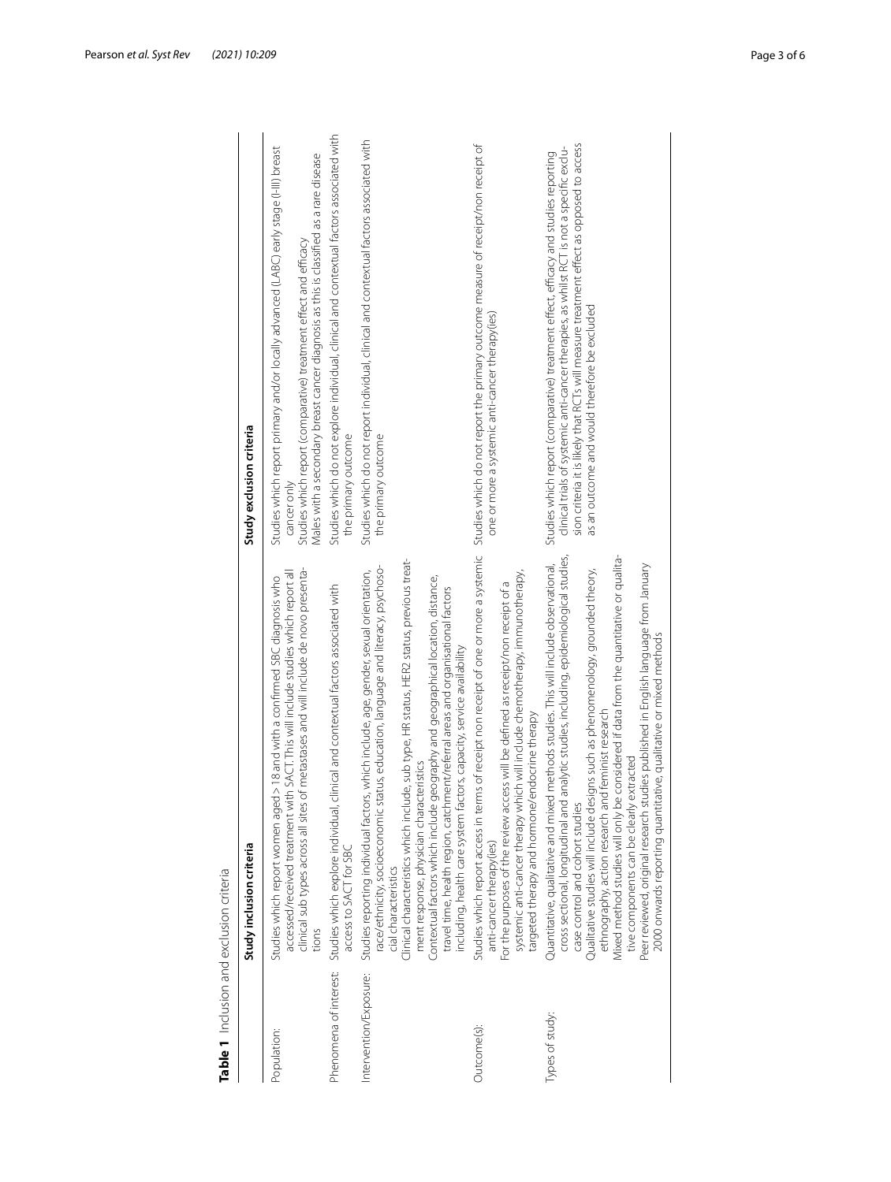**Table 1** Inclusion and exclusion criteria

| | Study inclusion criteria | Study exclusion criteria |
|---|---|---|
| Population: | Studies which report women aged > 18 and with a confirmed SBC diagnosis who accessed/received treatment with SACT. This will include studies which report all clinical sub types across all sites of metastases and will include de novo presentations | Studies which report primary and/or locally advanced (LABC) early stage (I-III) breast cancer only<br>Studies which report (comparative) treatment effect and efficacy<br>Males with a secondary breast cancer diagnosis as this is classified as a rare disease |
| Phenomena of interest: | Studies which explore individual, clinical and contextual factors associated with access to SACT for SBC | Studies which do not explore individual, clinical and contextual factors associated with the primary outcome |
| Intervention/Exposure: | Studies reporting individual factors, which include, age, gender, sexual orientation, race/ethnicity, socioeconomic status, education, language and literacy, psychosocial characteristics<br>Clinical characteristics which include, sub type, HR status, HER2 status, previous treatment response, physician characteristics<br>Contextual factors which include geography and geographical location, distance, travel time, health region, catchment/referral areas and organisational factors including, health care system factors, capacity, service availability | Studies which do not report individual, clinical and contextual factors associated with the primary outcome |
| Outcome(s): | Studies which report access in terms of receipt non receipt of one or more a systemic anti-cancer therapy(ies)<br>For the purposes of the review access will be defined as receipt/non receipt of a systemic anti-cancer therapy which will include chemotherapy, immunotherapy, targeted therapy and hormone/endocrine therapy | Studies which do not report the primary outcome measure of receipt/non receipt of one or more a systemic anti-cancer therapy(ies) |
| Types of study: | Quantitative, qualitative and mixed methods studies. This will include observational, cross sectional, longitudinal and analytic studies, including, epidemiological studies, case control and cohort studies<br>Qualitative studies will include designs such as phenomenology, grounded theory, ethnography, action research and feminist research<br>Mixed method studies will only be considered if data from the quantitative or qualitative components can be clearly extracted<br>Peer reviewed, original research studies published in English language from January 2000 onwards reporting quantitative, qualitative or mixed methods | Studies which report (comparative) treatment effect, efficacy and studies reporting clinical trials of systemic anti-cancer therapies, as whilst RCT is not a specific exclusion criteria it is likely that RCTs will measure treatment effect as opposed to access as an outcome and would therefore be excluded |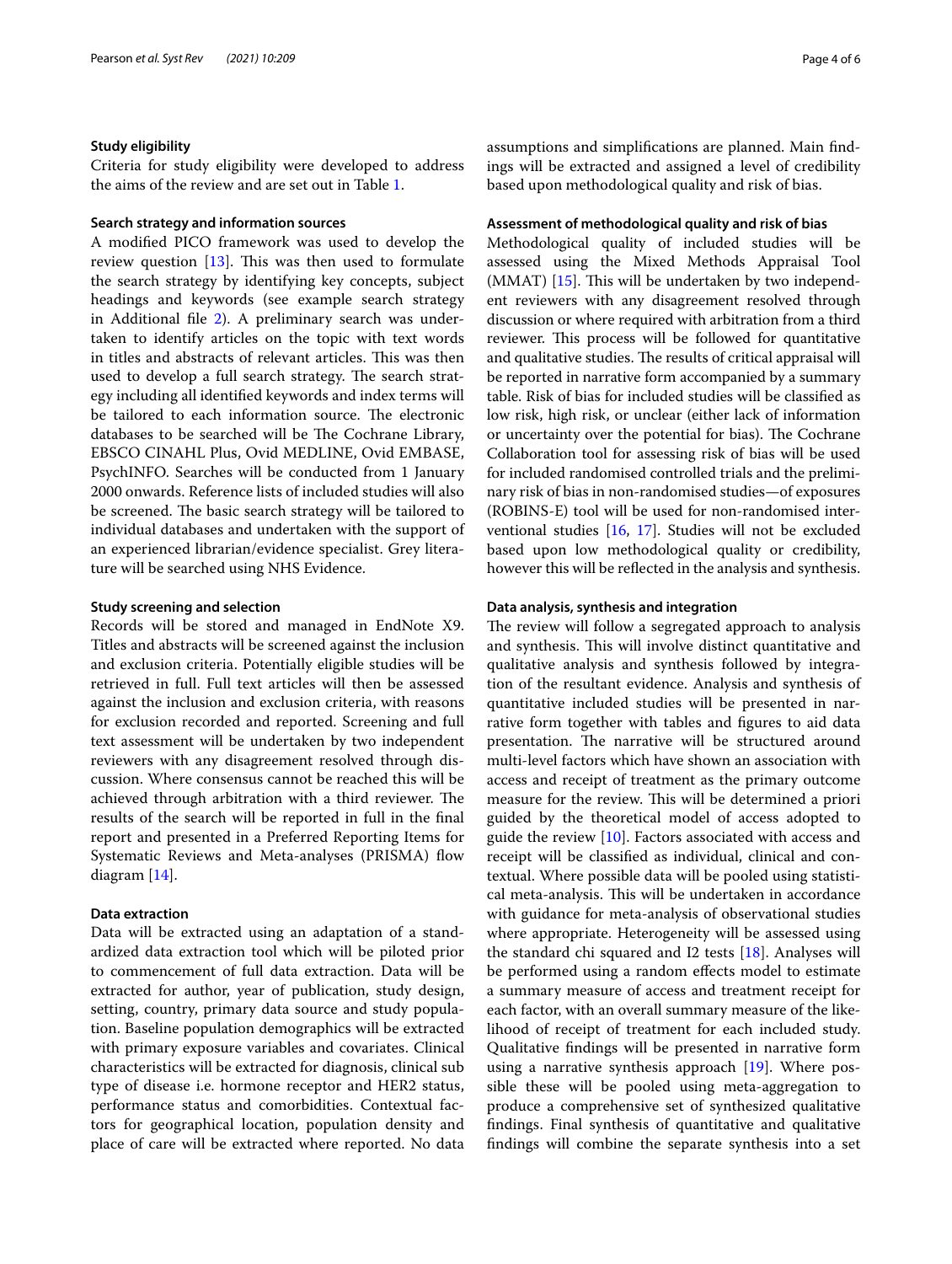### Study eligibility

Criteria for study eligibility were developed to address the aims of the review and are set out in Table 1.

### Search strategy and information sources

A modified PICO framework was used to develop the review question [13]. This was then used to formulate the search strategy by identifying key concepts, subject headings and keywords (see example search strategy in Additional file 2). A preliminary search was undertaken to identify articles on the topic with text words in titles and abstracts of relevant articles. This was then used to develop a full search strategy. The search strategy including all identified keywords and index terms will be tailored to each information source. The electronic databases to be searched will be The Cochrane Library, EBSCO CINAHL Plus, Ovid MEDLINE, Ovid EMBASE, PsychINFO. Searches will be conducted from 1 January 2000 onwards. Reference lists of included studies will also be screened. The basic search strategy will be tailored to individual databases and undertaken with the support of an experienced librarian/evidence specialist. Grey literature will be searched using NHS Evidence.

### Study screening and selection

Records will be stored and managed in EndNote X9. Titles and abstracts will be screened against the inclusion and exclusion criteria. Potentially eligible studies will be retrieved in full. Full text articles will then be assessed against the inclusion and exclusion criteria, with reasons for exclusion recorded and reported. Screening and full text assessment will be undertaken by two independent reviewers with any disagreement resolved through discussion. Where consensus cannot be reached this will be achieved through arbitration with a third reviewer. The results of the search will be reported in full in the final report and presented in a Preferred Reporting Items for Systematic Reviews and Meta-analyses (PRISMA) flow diagram [14].

### Data extraction

Data will be extracted using an adaptation of a standardized data extraction tool which will be piloted prior to commencement of full data extraction. Data will be extracted for author, year of publication, study design, setting, country, primary data source and study population. Baseline population demographics will be extracted with primary exposure variables and covariates. Clinical characteristics will be extracted for diagnosis, clinical sub type of disease i.e. hormone receptor and HER2 status, performance status and comorbidities. Contextual factors for geographical location, population density and place of care will be extracted where reported. No data assumptions and simplifications are planned. Main findings will be extracted and assigned a level of credibility based upon methodological quality and risk of bias.

### Assessment of methodological quality and risk of bias

Methodological quality of included studies will be assessed using the Mixed Methods Appraisal Tool (MMAT) [15]. This will be undertaken by two independent reviewers with any disagreement resolved through discussion or where required with arbitration from a third reviewer. This process will be followed for quantitative and qualitative studies. The results of critical appraisal will be reported in narrative form accompanied by a summary table. Risk of bias for included studies will be classified as low risk, high risk, or unclear (either lack of information or uncertainty over the potential for bias). The Cochrane Collaboration tool for assessing risk of bias will be used for included randomised controlled trials and the preliminary risk of bias in non-randomised studies—of exposures (ROBINS-E) tool will be used for non-randomised interventional studies [16, 17]. Studies will not be excluded based upon low methodological quality or credibility, however this will be reflected in the analysis and synthesis.

### Data analysis, synthesis and integration

The review will follow a segregated approach to analysis and synthesis. This will involve distinct quantitative and qualitative analysis and synthesis followed by integration of the resultant evidence. Analysis and synthesis of quantitative included studies will be presented in narrative form together with tables and figures to aid data presentation. The narrative will be structured around multi-level factors which have shown an association with access and receipt of treatment as the primary outcome measure for the review. This will be determined a priori guided by the theoretical model of access adopted to guide the review [10]. Factors associated with access and receipt will be classified as individual, clinical and contextual. Where possible data will be pooled using statistical meta-analysis. This will be undertaken in accordance with guidance for meta-analysis of observational studies where appropriate. Heterogeneity will be assessed using the standard chi squared and I2 tests [18]. Analyses will be performed using a random effects model to estimate a summary measure of access and treatment receipt for each factor, with an overall summary measure of the likelihood of receipt of treatment for each included study. Qualitative findings will be presented in narrative form using a narrative synthesis approach [19]. Where possible these will be pooled using meta-aggregation to produce a comprehensive set of synthesized qualitative findings. Final synthesis of quantitative and qualitative findings will combine the separate synthesis into a set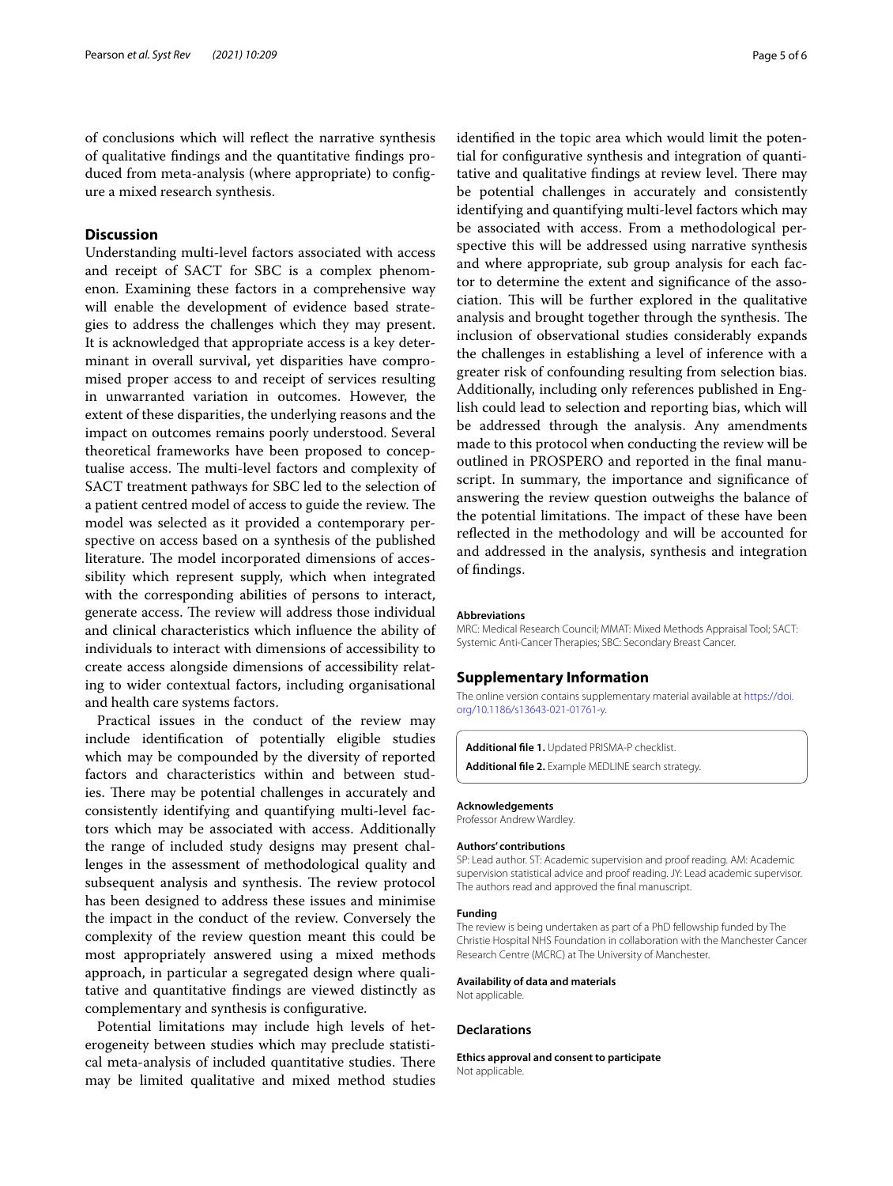of conclusions which will reflect the narrative synthesis of qualitative findings and the quantitative findings produced from meta-analysis (where appropriate) to configure a mixed research synthesis.

## Discussion

Understanding multi-level factors associated with access and receipt of SACT for SBC is a complex phenomenon. Examining these factors in a comprehensive way will enable the development of evidence based strategies to address the challenges which they may present. It is acknowledged that appropriate access is a key determinant in overall survival, yet disparities have compromised proper access to and receipt of services resulting in unwarranted variation in outcomes. However, the extent of these disparities, the underlying reasons and the impact on outcomes remains poorly understood. Several theoretical frameworks have been proposed to conceptualise access. The multi-level factors and complexity of SACT treatment pathways for SBC led to the selection of a patient centred model of access to guide the review. The model was selected as it provided a contemporary perspective on access based on a synthesis of the published literature. The model incorporated dimensions of accessibility which represent supply, which when integrated with the corresponding abilities of persons to interact, generate access. The review will address those individual and clinical characteristics which influence the ability of individuals to interact with dimensions of accessibility to create access alongside dimensions of accessibility relating to wider contextual factors, including organisational and health care systems factors.

Practical issues in the conduct of the review may include identification of potentially eligible studies which may be compounded by the diversity of reported factors and characteristics within and between studies. There may be potential challenges in accurately and consistently identifying and quantifying multi-level factors which may be associated with access. Additionally the range of included study designs may present challenges in the assessment of methodological quality and subsequent analysis and synthesis. The review protocol has been designed to address these issues and minimise the impact in the conduct of the review. Conversely the complexity of the review question meant this could be most appropriately answered using a mixed methods approach, in particular a segregated design where qualitative and quantitative findings are viewed distinctly as complementary and synthesis is configurative.

Potential limitations may include high levels of heterogeneity between studies which may preclude statistical meta-analysis of included quantitative studies. There may be limited qualitative and mixed method studies identified in the topic area which would limit the potential for configurative synthesis and integration of quantitative and qualitative findings at review level. There may be potential challenges in accurately and consistently identifying and quantifying multi-level factors which may be associated with access. From a methodological perspective this will be addressed using narrative synthesis and where appropriate, sub group analysis for each factor to determine the extent and significance of the association. This will be further explored in the qualitative analysis and brought together through the synthesis. The inclusion of observational studies considerably expands the challenges in establishing a level of inference with a greater risk of confounding resulting from selection bias. Additionally, including only references published in English could lead to selection and reporting bias, which will be addressed through the analysis. Any amendments made to this protocol when conducting the review will be outlined in PROSPERO and reported in the final manuscript. In summary, the importance and significance of answering the review question outweighs the balance of the potential limitations. The impact of these have been reflected in the methodology and will be accounted for and addressed in the analysis, synthesis and integration of findings.

#### Abbreviations

MRC: Medical Research Council; MMAT: Mixed Methods Appraisal Tool; SACT: Systemic Anti-Cancer Therapies; SBC: Secondary Breast Cancer.

## Supplementary Information

The online version contains supplementary material available at https://doi.org/10.1186/s13643-021-01761-y.

**Additional file 1.** Updated PRISMA-P checklist.

**Additional file 2.** Example MEDLINE search strategy.

#### Acknowledgements

Professor Andrew Wardley.

#### Authors' contributions

SP: Lead author. ST: Academic supervision and proof reading. AM: Academic supervision statistical advice and proof reading. JY: Lead academic supervisor. The authors read and approved the final manuscript.

#### Funding

The review is being undertaken as part of a PhD fellowship funded by The Christie Hospital NHS Foundation in collaboration with the Manchester Cancer Research Centre (MCRC) at The University of Manchester.

#### Availability of data and materials

Not applicable.

### Declarations

#### Ethics approval and consent to participate

Not applicable.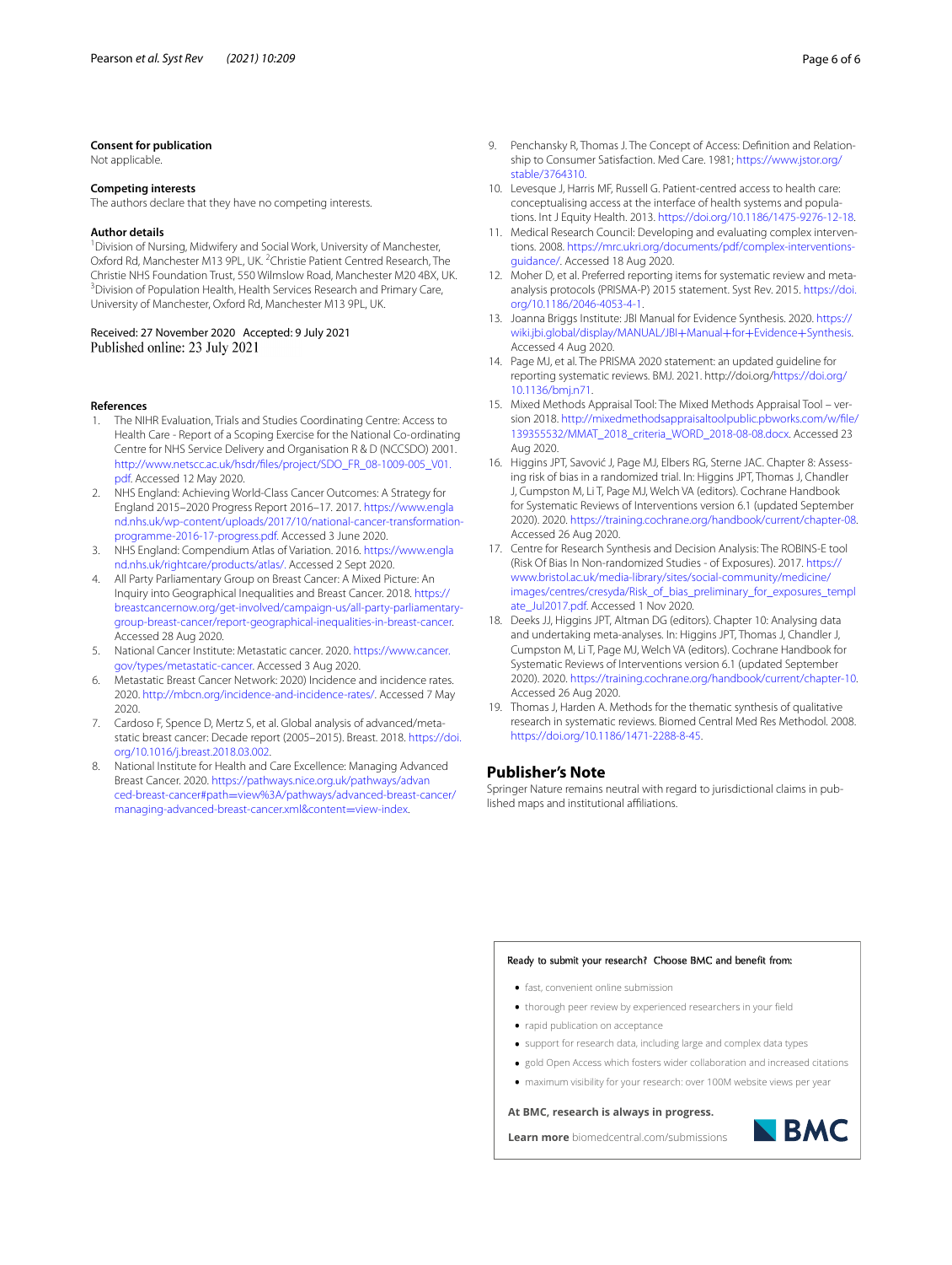### Consent for publication

Not applicable.

### Competing interests

The authors declare that they have no competing interests.

### Author details

[1] Division of Nursing, Midwifery and Social Work, University of Manchester, Oxford Rd, Manchester M13 9PL, UK. [2] Christie Patient Centred Research, The Christie NHS Foundation Trust, 550 Wilmslow Road, Manchester M20 4BX, UK. [3] Division of Population Health, Health Services Research and Primary Care, University of Manchester, Oxford Rd, Manchester M13 9PL, UK.

Received: 27 November 2020 Accepted: 9 July 2021
Published online: 23 July 2021

### References

1. The NIHR Evaluation, Trials and Studies Coordinating Centre: Access to Health Care - Report of a Scoping Exercise for the National Co-ordinating Centre for NHS Service Delivery and Organisation R & D (NCCSDO) 2001. http://www.netscc.ac.uk/hsdr/files/project/SDO_FR_08-1009-005_V01.pdf. Accessed 12 May 2020.
2. NHS England: Achieving World-Class Cancer Outcomes: A Strategy for England 2015–2020 Progress Report 2016–17. 2017. https://www.england.nhs.uk/wp-content/uploads/2017/10/national-cancer-transformation-programme-2016-17-progress.pdf. Accessed 3 June 2020.
3. NHS England: Compendium Atlas of Variation. 2016. https://www.england.nhs.uk/rightcare/products/atlas/. Accessed 2 Sept 2020.
4. All Party Parliamentary Group on Breast Cancer: A Mixed Picture: An Inquiry into Geographical Inequalities and Breast Cancer. 2018. https://breastcancernow.org/get-involved/campaign-us/all-party-parliamentary-group-breast-cancer/report-geographical-inequalities-in-breast-cancer. Accessed 28 Aug 2020.
5. National Cancer Institute: Metastatic cancer. 2020. https://www.cancer.gov/types/metastatic-cancer. Accessed 3 Aug 2020.
6. Metastatic Breast Cancer Network: 2020) Incidence and incidence rates. 2020. http://mbcn.org/incidence-and-incidence-rates/. Accessed 7 May 2020.
7. Cardoso F, Spence D, Mertz S, et al. Global analysis of advanced/metastatic breast cancer: Decade report (2005–2015). Breast. 2018. https://doi.org/10.1016/j.breast.2018.03.002.
8. National Institute for Health and Care Excellence: Managing Advanced Breast Cancer. 2020. https://pathways.nice.org.uk/pathways/advanced-breast-cancer#path=view%3A/pathways/advanced-breast-cancer/managing-advanced-breast-cancer.xml&content=view-index.
9. Penchansky R, Thomas J. The Concept of Access: Definition and Relationship to Consumer Satisfaction. Med Care. 1981; https://www.jstor.org/stable/3764310.
10. Levesque J, Harris MF, Russell G. Patient-centred access to health care: conceptualising access at the interface of health systems and populations. Int J Equity Health. 2013. https://doi.org/10.1186/1475-9276-12-18.
11. Medical Research Council: Developing and evaluating complex interventions. 2008. https://mrc.ukri.org/documents/pdf/complex-interventions-guidance/. Accessed 18 Aug 2020.
12. Moher D, et al. Preferred reporting items for systematic review and meta-analysis protocols (PRISMA-P) 2015 statement. Syst Rev. 2015. https://doi.org/10.1186/2046-4053-4-1.
13. Joanna Briggs Institute: JBI Manual for Evidence Synthesis. 2020. https://wiki.jbi.global/display/MANUAL/JBI+Manual+for+Evidence+Synthesis. Accessed 4 Aug 2020.
14. Page MJ, et al. The PRISMA 2020 statement: an updated guideline for reporting systematic reviews. BMJ. 2021. http://doi.org/https://doi.org/10.1136/bmj.n71.
15. Mixed Methods Appraisal Tool: The Mixed Methods Appraisal Tool – version 2018. http://mixedmethodsappraisaltoolpublic.pbworks.com/w/file/139355532/MMAT_2018_criteria_WORD_2018-08-08.docx. Accessed 23 Aug 2020.
16. Higgins JPT, Savović J, Page MJ, Elbers RG, Sterne JAC. Chapter 8: Assessing risk of bias in a randomized trial. In: Higgins JPT, Thomas J, Chandler J, Cumpston M, Li T, Page MJ, Welch VA (editors). Cochrane Handbook for Systematic Reviews of Interventions version 6.1 (updated September 2020). 2020. https://training.cochrane.org/handbook/current/chapter-08. Accessed 26 Aug 2020.
17. Centre for Research Synthesis and Decision Analysis: The ROBINS-E tool (Risk Of Bias In Non-randomized Studies - of Exposures). 2017. https://www.bristol.ac.uk/media-library/sites/social-community/medicine/images/centres/cresyda/Risk_of_bias_preliminary_for_exposures_template_Jul2017.pdf. Accessed 1 Nov 2020.
18. Deeks JJ, Higgins JPT, Altman DG (editors). Chapter 10: Analysing data and undertaking meta-analyses. In: Higgins JPT, Thomas J, Chandler J, Cumpston M, Li T, Page MJ, Welch VA (editors). Cochrane Handbook for Systematic Reviews of Interventions version 6.1 (updated September 2020). 2020. https://training.cochrane.org/handbook/current/chapter-10. Accessed 26 Aug 2020.
19. Thomas J, Harden A. Methods for the thematic synthesis of qualitative research in systematic reviews. Biomed Central Med Res Methodol. 2008. https://doi.org/10.1186/1471-2288-8-45.

## Publisher's Note

Springer Nature remains neutral with regard to jurisdictional claims in published maps and institutional affiliations.

Ready to submit your research? Choose BMC and benefit from:

- fast, convenient online submission
- thorough peer review by experienced researchers in your field
- rapid publication on acceptance
- support for research data, including large and complex data types
- gold Open Access which fosters wider collaboration and increased citations
- maximum visibility for your research: over 100M website views per year

**At BMC, research is always in progress.**

**Learn more** biomedcentral.com/submissions

BMC